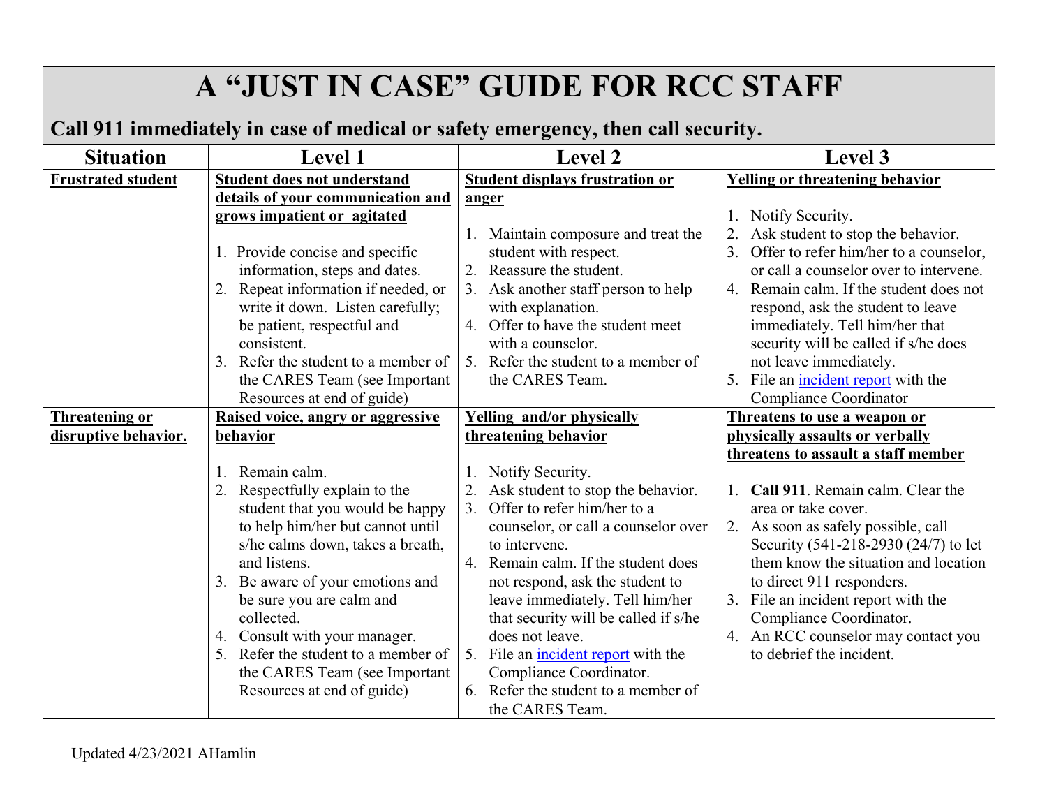# A "JUST IN CASE" GUIDE FOR RCC STAFF

**Call 911 immediately in case of medical or safety emergency, then call security.**

| Situation | Level 1 | Level 2 | Level 3 |
|---|---|---|---|
| **Frustrated student** | **Student does not understand details of your communication and grows impatient or agitated**<br><br>1. Provide concise and specific information, steps and dates.<br>2. Repeat information if needed, or write it down. Listen carefully; be patient, respectful and consistent.<br>3. Refer the student to a member of the CARES Team (see Important Resources at end of guide) | **Student displays frustration or anger**<br><br>1. Maintain composure and treat the student with respect.<br>2. Reassure the student.<br>3. Ask another staff person to help with explanation.<br>4. Offer to have the student meet with a counselor.<br>5. Refer the student to a member of the CARES Team. | **Yelling or threatening behavior**<br><br>1. Notify Security.<br>2. Ask student to stop the behavior.<br>3. Offer to refer him/her to a counselor, or call a counselor over to intervene.<br>4. Remain calm. If the student does not respond, ask the student to leave immediately. Tell him/her that security will be called if s/he does not leave immediately.<br>5. File an incident report with the Compliance Coordinator |
| **Threatening or disruptive behavior.** | **Raised voice, angry or aggressive behavior**<br><br>1. Remain calm.<br>2. Respectfully explain to the student that you would be happy to help him/her but cannot until s/he calms down, takes a breath, and listens.<br>3. Be aware of your emotions and be sure you are calm and collected.<br>4. Consult with your manager.<br>5. Refer the student to a member of the CARES Team (see Important Resources at end of guide) | **Yelling and/or physically threatening behavior**<br><br>1. Notify Security.<br>2. Ask student to stop the behavior.<br>3. Offer to refer him/her to a counselor, or call a counselor over to intervene.<br>4. Remain calm. If the student does not respond, ask the student to leave immediately. Tell him/her that security will be called if s/he does not leave.<br>5. File an incident report with the Compliance Coordinator.<br>6. Refer the student to a member of the CARES Team. | **Threatens to use a weapon or physically assaults or verbally threatens to assault a staff member**<br><br>1. **Call 911**. Remain calm. Clear the area or take cover.<br>2. As soon as safely possible, call Security (541-218-2930 (24/7) to let them know the situation and location to direct 911 responders.<br>3. File an incident report with the Compliance Coordinator.<br>4. An RCC counselor may contact you to debrief the incident. |

Updated 4/23/2021 AHamlin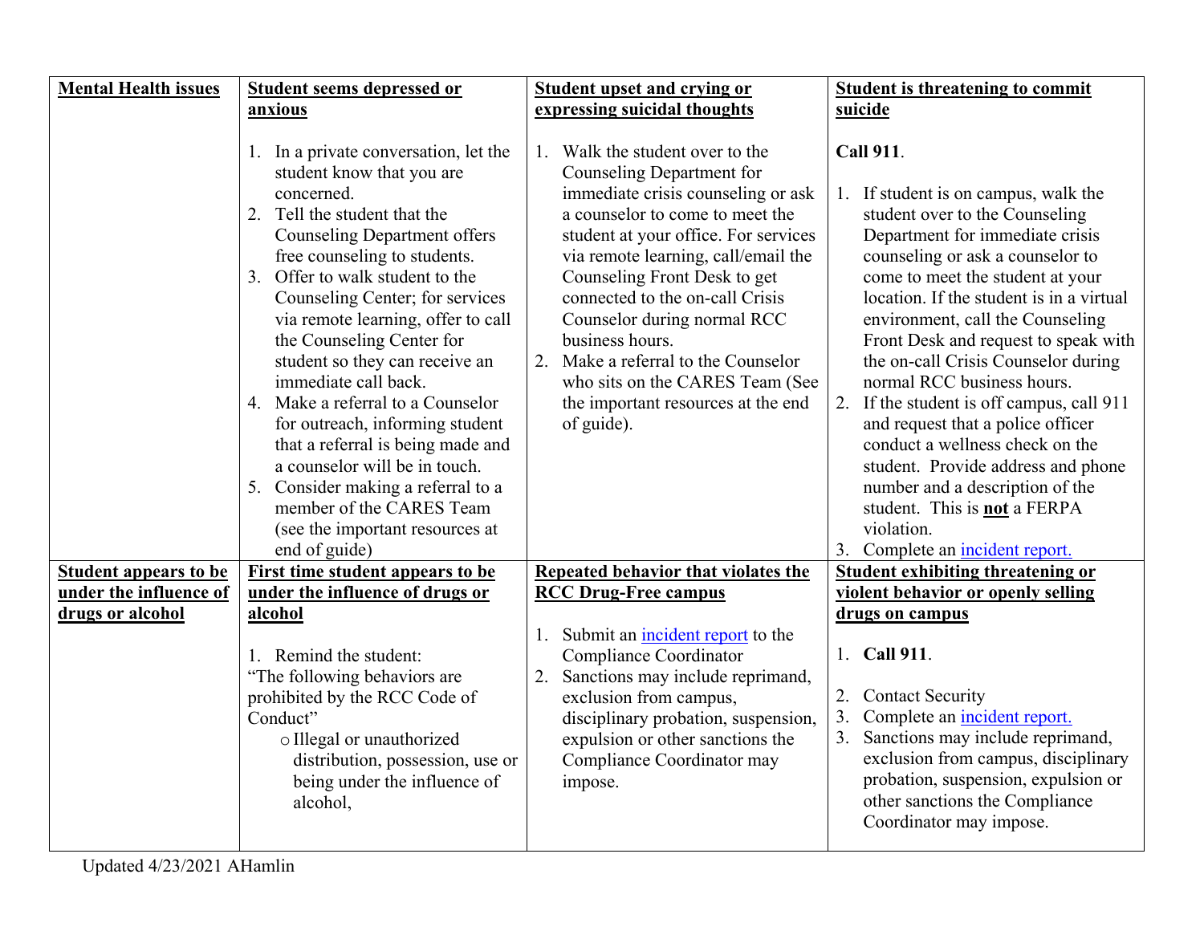| **Mental Health issues** | **Student seems depressed or anxious** | **Student upset and crying or expressing suicidal thoughts** | **Student is threatening to commit suicide** |
|---|---|---|---|
| | 1. In a private conversation, let the student know that you are concerned.<br>2. Tell the student that the Counseling Department offers free counseling to students.<br>3. Offer to walk student to the Counseling Center; for services via remote learning, offer to call the Counseling Center for student so they can receive an immediate call back.<br>4. Make a referral to a Counselor for outreach, informing student that a referral is being made and a counselor will be in touch.<br>5. Consider making a referral to a member of the CARES Team (see the important resources at end of guide) | 1. Walk the student over to the Counseling Department for immediate crisis counseling or ask a counselor to come to meet the student at your office. For services via remote learning, call/email the Counseling Front Desk to get connected to the on-call Crisis Counselor during normal RCC business hours.<br>2. Make a referral to the Counselor who sits on the CARES Team (See the important resources at the end of guide). | **Call 911**.<br>1. If student is on campus, walk the student over to the Counseling Department for immediate crisis counseling or ask a counselor to come to meet the student at your location. If the student is in a virtual environment, call the Counseling Front Desk and request to speak with the on-call Crisis Counselor during normal RCC business hours.<br>2. If the student is off campus, call 911 and request that a police officer conduct a wellness check on the student. Provide address and phone number and a description of the student. This is **not** a FERPA violation.<br>3. Complete an incident report. |
| **Student appears to be under the influence of drugs or alcohol** | **First time student appears to be under the influence of drugs or alcohol**<br><br>1. Remind the student:<br>"The following behaviors are prohibited by the RCC Code of Conduct"<br>o Illegal or unauthorized distribution, possession, use or being under the influence of alcohol, | **Repeated behavior that violates the RCC Drug-Free campus**<br><br>1. Submit an incident report to the Compliance Coordinator<br>2. Sanctions may include reprimand, exclusion from campus, disciplinary probation, suspension, expulsion or other sanctions the Compliance Coordinator may impose. | **Student exhibiting threatening or violent behavior or openly selling drugs on campus**<br><br>1. **Call 911**.<br>2. Contact Security<br>3. Complete an incident report.<br>3. Sanctions may include reprimand, exclusion from campus, disciplinary probation, suspension, expulsion or other sanctions the Compliance Coordinator may impose. |

Updated 4/23/2021 AHamlin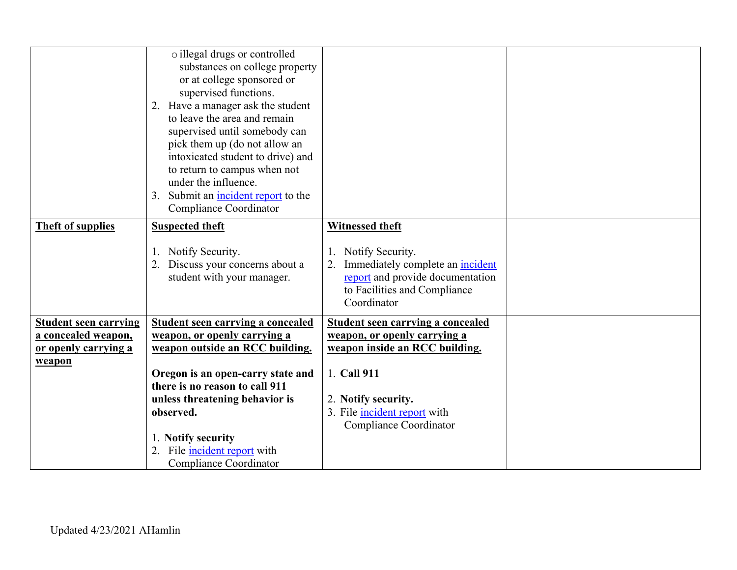| | | | |
|---|---|---|---|
| | o illegal drugs or controlled substances on college property or at college sponsored or supervised functions.<br>2. Have a manager ask the student to leave the area and remain supervised until somebody can pick them up (do not allow an intoxicated student to drive) and to return to campus when not under the influence.<br>3. Submit an incident report to the Compliance Coordinator | | |
| **Theft of supplies** | **Suspected theft**<br><br>1. Notify Security.<br>2. Discuss your concerns about a student with your manager. | **Witnessed theft**<br><br>1. Notify Security.<br>2. Immediately complete an incident report and provide documentation to Facilities and Compliance Coordinator | |
| **Student seen carrying a concealed weapon, or openly carrying a weapon** | **Student seen carrying a concealed weapon, or openly carrying a weapon outside an RCC building.**<br><br>**Oregon is an open-carry state and there is no reason to call 911 unless threatening behavior is observed.**<br><br>1. **Notify security**<br>2. File incident report with Compliance Coordinator | **Student seen carrying a concealed weapon, or openly carrying a weapon inside an RCC building.**<br><br>1. **Call 911**<br><br>2. **Notify security.**<br>3. File incident report with Compliance Coordinator | |

Updated 4/23/2021 AHamlin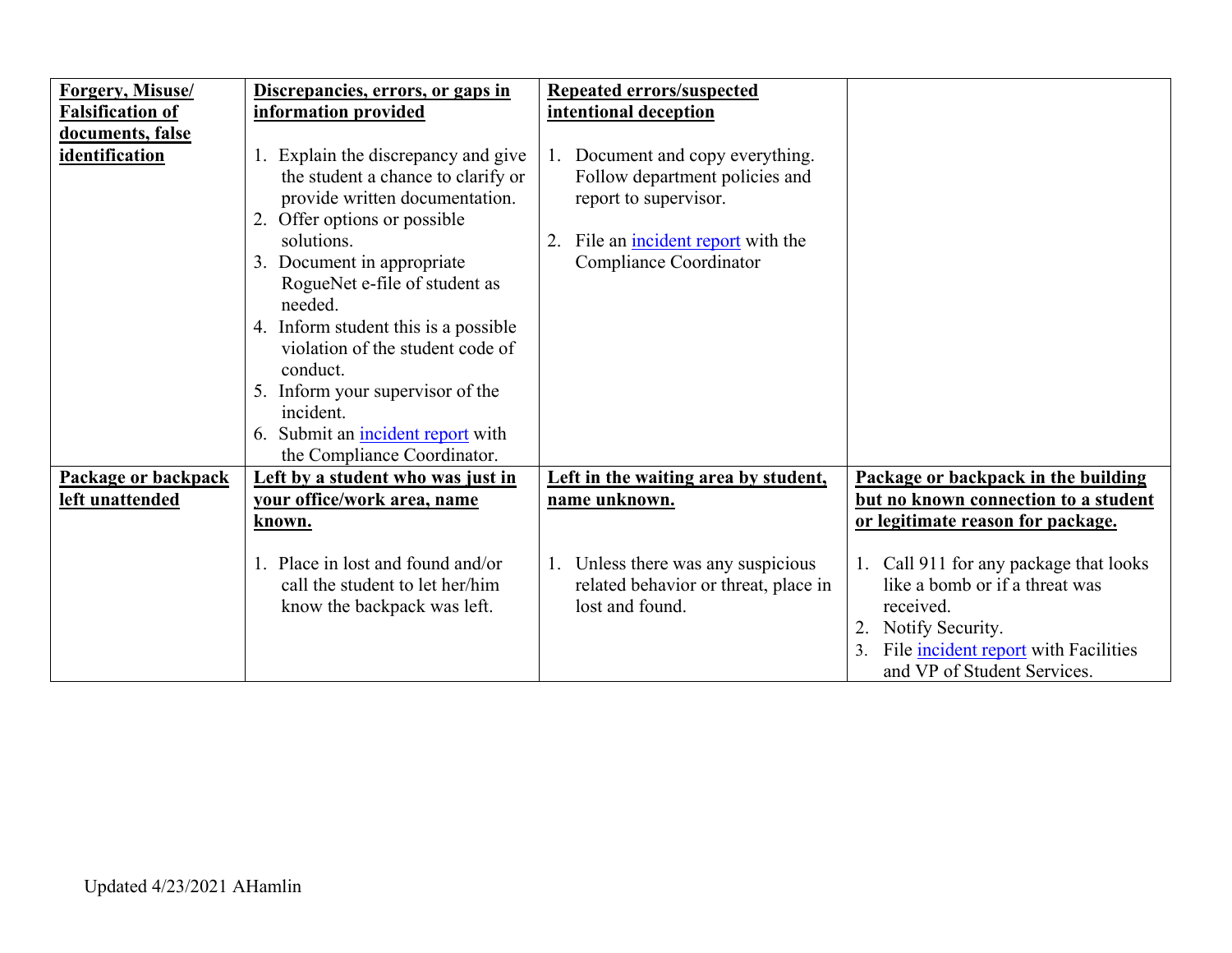| **Forgery, Misuse/ Falsification of documents, false identification** | **Discrepancies, errors, or gaps in information provided**<br><br>1. Explain the discrepancy and give the student a chance to clarify or provide written documentation.<br>2. Offer options or possible solutions.<br>3. Document in appropriate RogueNet e-file of student as needed.<br>4. Inform student this is a possible violation of the student code of conduct.<br>5. Inform your supervisor of the incident.<br>6. Submit an incident report with the Compliance Coordinator. | **Repeated errors/suspected intentional deception**<br><br>1. Document and copy everything. Follow department policies and report to supervisor.<br><br>2. File an incident report with the Compliance Coordinator | |
|---|---|---|---|
| **Package or backpack left unattended** | **Left by a student who was just in your office/work area, name known.**<br><br>1. Place in lost and found and/or call the student to let her/him know the backpack was left. | **Left in the waiting area by student, name unknown.**<br><br>1. Unless there was any suspicious related behavior or threat, place in lost and found. | **Package or backpack in the building but no known connection to a student or legitimate reason for package.**<br><br>1. Call 911 for any package that looks like a bomb or if a threat was received.<br>2. Notify Security.<br>3. File incident report with Facilities and VP of Student Services. |

Updated 4/23/2021 AHamlin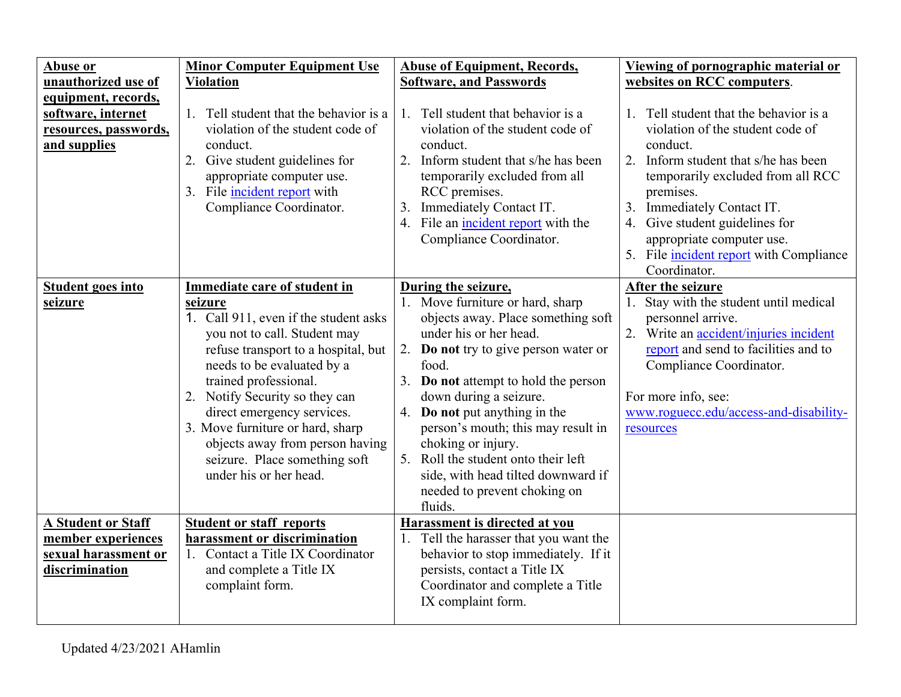| **Abuse or unauthorized use of equipment, records, software, internet resources, passwords, and supplies** | **Minor Computer Equipment Use Violation**<br><br>1. Tell student that the behavior is a violation of the student code of conduct.<br>2. Give student guidelines for appropriate computer use.<br>3. File incident report with Compliance Coordinator. | **Abuse of Equipment, Records, Software, and Passwords**<br><br>1. Tell student that behavior is a violation of the student code of conduct.<br>2. Inform student that s/he has been temporarily excluded from all RCC premises.<br>3. Immediately Contact IT.<br>4. File an incident report with the Compliance Coordinator. | **Viewing of pornographic material or websites on RCC computers**.<br><br>1. Tell student that the behavior is a violation of the student code of conduct.<br>2. Inform student that s/he has been temporarily excluded from all RCC premises.<br>3. Immediately Contact IT.<br>4. Give student guidelines for appropriate computer use.<br>5. File incident report with Compliance Coordinator. |
|---|---|---|---|
| **Student goes into seizure** | **Immediate care of student in seizure**<br>1. Call 911, even if the student asks you not to call. Student may refuse transport to a hospital, but needs to be evaluated by a trained professional.<br>2. Notify Security so they can direct emergency services.<br>3. Move furniture or hard, sharp objects away from person having seizure. Place something soft under his or her head. | **During the seizure,**<br>1. Move furniture or hard, sharp objects away. Place something soft under his or her head.<br>2. **Do not** try to give person water or food.<br>3. **Do not** attempt to hold the person down during a seizure.<br>4. **Do not** put anything in the person's mouth; this may result in choking or injury.<br>5. Roll the student onto their left side, with head tilted downward if needed to prevent choking on fluids. | **After the seizure**<br>1. Stay with the student until medical personnel arrive.<br>2. Write an accident/injuries incident report and send to facilities and to Compliance Coordinator.<br><br>For more info, see: www.roguecc.edu/access-and-disability-resources |
| **A Student or Staff member experiences sexual harassment or discrimination** | **Student or staff reports harassment or discrimination**<br>1. Contact a Title IX Coordinator and complete a Title IX complaint form. | **Harassment is directed at you**<br>1. Tell the harasser that you want the behavior to stop immediately. If it persists, contact a Title IX Coordinator and complete a Title IX complaint form. | |

Updated 4/23/2021 AHamlin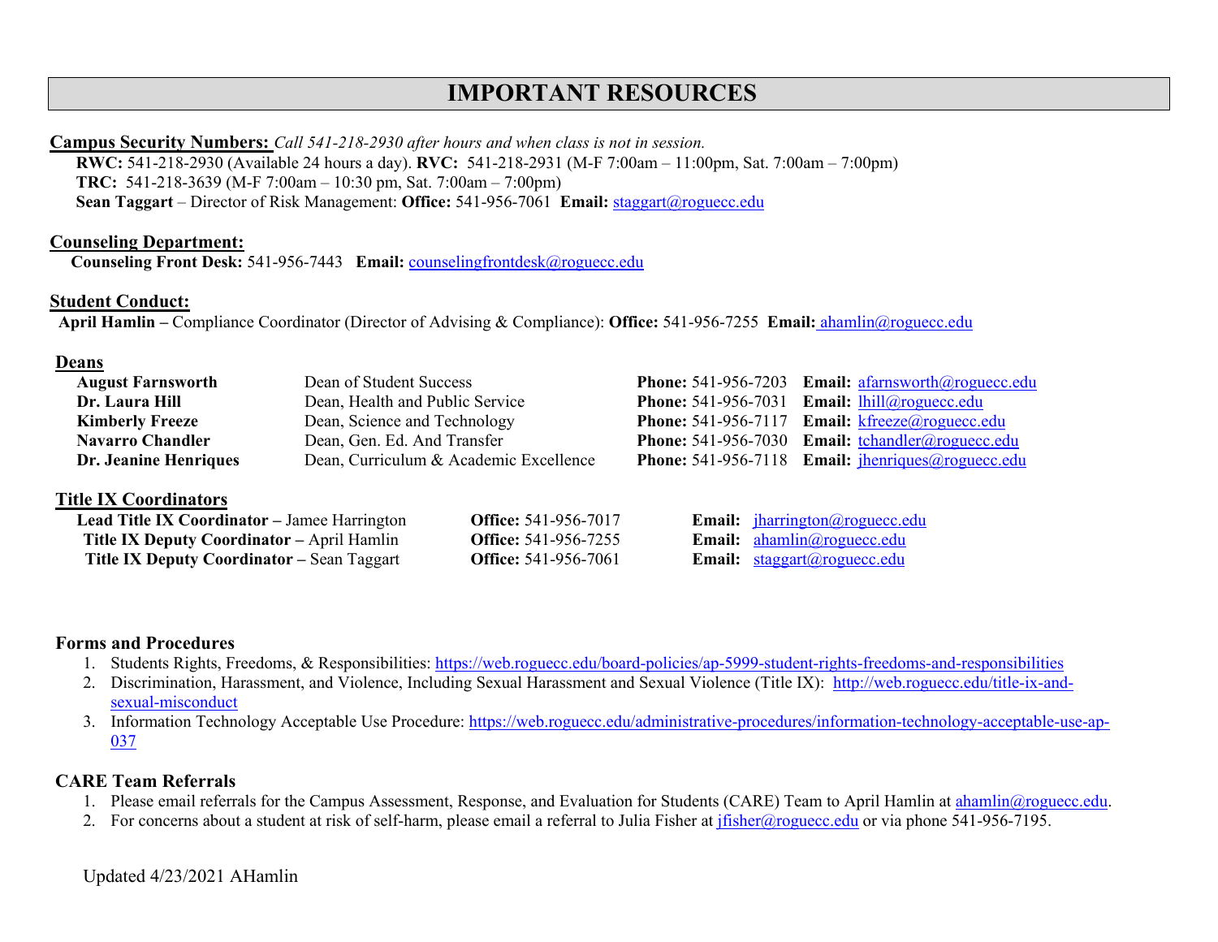# IMPORTANT RESOURCES

**Campus Security Numbers:** *Call 541-218-2930 after hours and when class is not in session.*

**RWC:** 541-218-2930 (Available 24 hours a day). **RVC:** 541-218-2931 (M-F 7:00am – 11:00pm, Sat. 7:00am – 7:00pm)
**TRC:** 541-218-3639 (M-F 7:00am – 10:30 pm, Sat. 7:00am – 7:00pm)
**Sean Taggart** – Director of Risk Management: **Office:** 541-956-7061 **Email:** staggart@roguecc.edu

**Counseling Department:**

**Counseling Front Desk:** 541-956-7443 **Email:** counselingfrontdesk@roguecc.edu

**Student Conduct:**

**April Hamlin –** Compliance Coordinator (Director of Advising & Compliance): **Office:** 541-956-7255 **Email:** ahamlin@roguecc.edu

**Deans**

| Name | Title | Phone | Email |
|---|---|---|---|
| **August Farnsworth** | Dean of Student Success | **Phone:** 541-956-7203 | **Email:** afarnsworth@roguecc.edu |
| **Dr. Laura Hill** | Dean, Health and Public Service | **Phone:** 541-956-7031 | **Email:** lhill@roguecc.edu |
| **Kimberly Freeze** | Dean, Science and Technology | **Phone:** 541-956-7117 | **Email:** kfreeze@roguecc.edu |
| **Navarro Chandler** | Dean, Gen. Ed. And Transfer | **Phone:** 541-956-7030 | **Email:** tchandler@roguecc.edu |
| **Dr. Jeanine Henriques** | Dean, Curriculum & Academic Excellence | **Phone:** 541-956-7118 | **Email:** jhenriques@roguecc.edu |

**Title IX Coordinators**

| Coordinator | Office | Email |
|---|---|---|
| **Lead Title IX Coordinator –** Jamee Harrington | **Office:** 541-956-7017 | **Email:** jharrington@roguecc.edu |
| **Title IX Deputy Coordinator –** April Hamlin | **Office:** 541-956-7255 | **Email:** ahamlin@roguecc.edu |
| **Title IX Deputy Coordinator –** Sean Taggart | **Office:** 541-956-7061 | **Email:** staggart@roguecc.edu |

**Forms and Procedures**

1. Students Rights, Freedoms, & Responsibilities: https://web.roguecc.edu/board-policies/ap-5999-student-rights-freedoms-and-responsibilities
2. Discrimination, Harassment, and Violence, Including Sexual Harassment and Sexual Violence (Title IX): http://web.roguecc.edu/title-ix-and-sexual-misconduct
3. Information Technology Acceptable Use Procedure: https://web.roguecc.edu/administrative-procedures/information-technology-acceptable-use-ap-037

**CARE Team Referrals**

1. Please email referrals for the Campus Assessment, Response, and Evaluation for Students (CARE) Team to April Hamlin at ahamlin@roguecc.edu.
2. For concerns about a student at risk of self-harm, please email a referral to Julia Fisher at jfisher@roguecc.edu or via phone 541-956-7195.

Updated 4/23/2021 AHamlin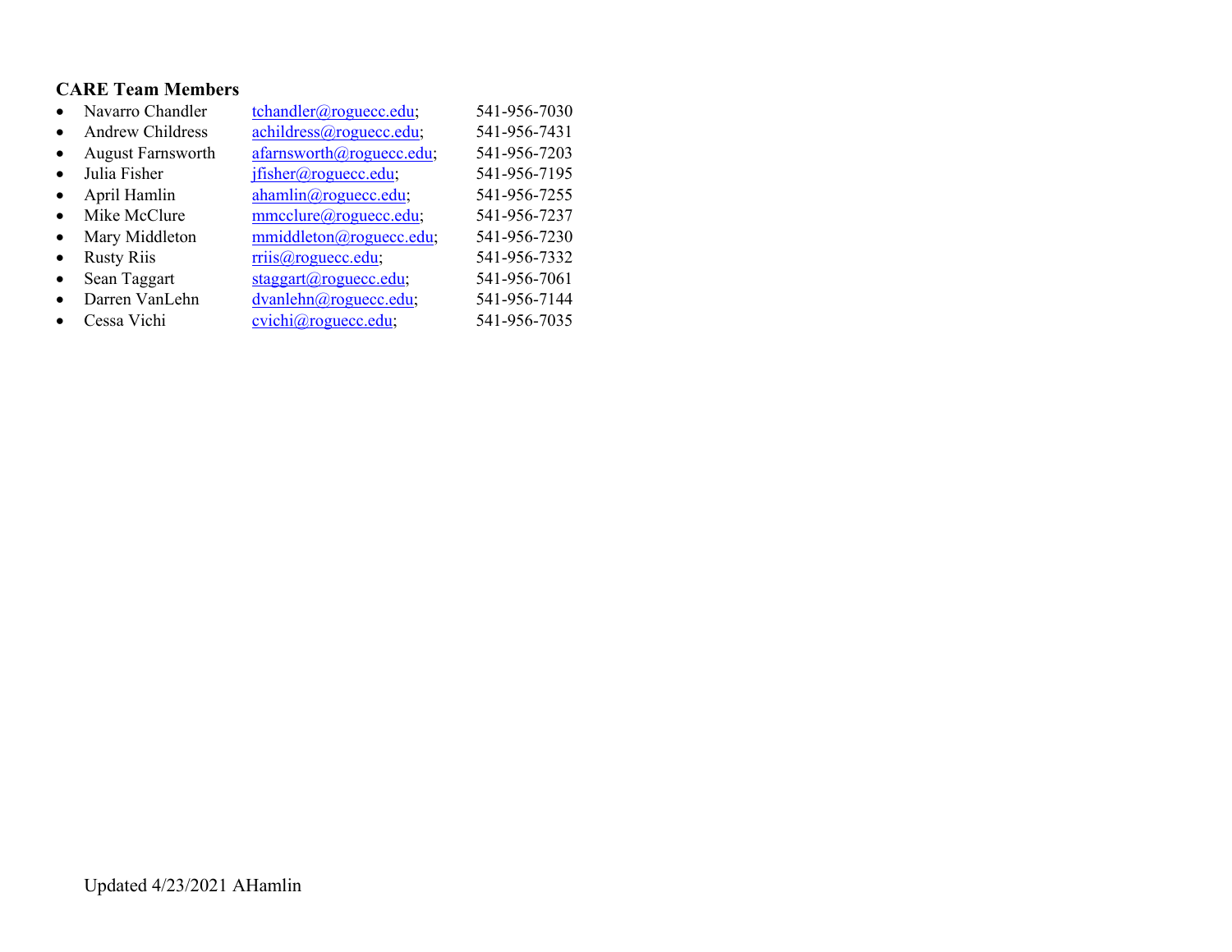**CARE Team Members**

- Navarro Chandler tchandler@roguecc.edu; 541-956-7030
- Andrew Childress achildress@roguecc.edu; 541-956-7431
- August Farnsworth afarnsworth@roguecc.edu; 541-956-7203
- Julia Fisher jfisher@roguecc.edu; 541-956-7195
- April Hamlin ahamlin@roguecc.edu; 541-956-7255
- Mike McClure mmcclure@roguecc.edu; 541-956-7237
- Mary Middleton mmiddleton@roguecc.edu; 541-956-7230
- Rusty Riis rriis@roguecc.edu; 541-956-7332
- Sean Taggart staggart@roguecc.edu; 541-956-7061
- Darren VanLehn dvanlehn@roguecc.edu; 541-956-7144
- Cessa Vichi cvichi@roguecc.edu; 541-956-7035

Updated 4/23/2021 AHamlin